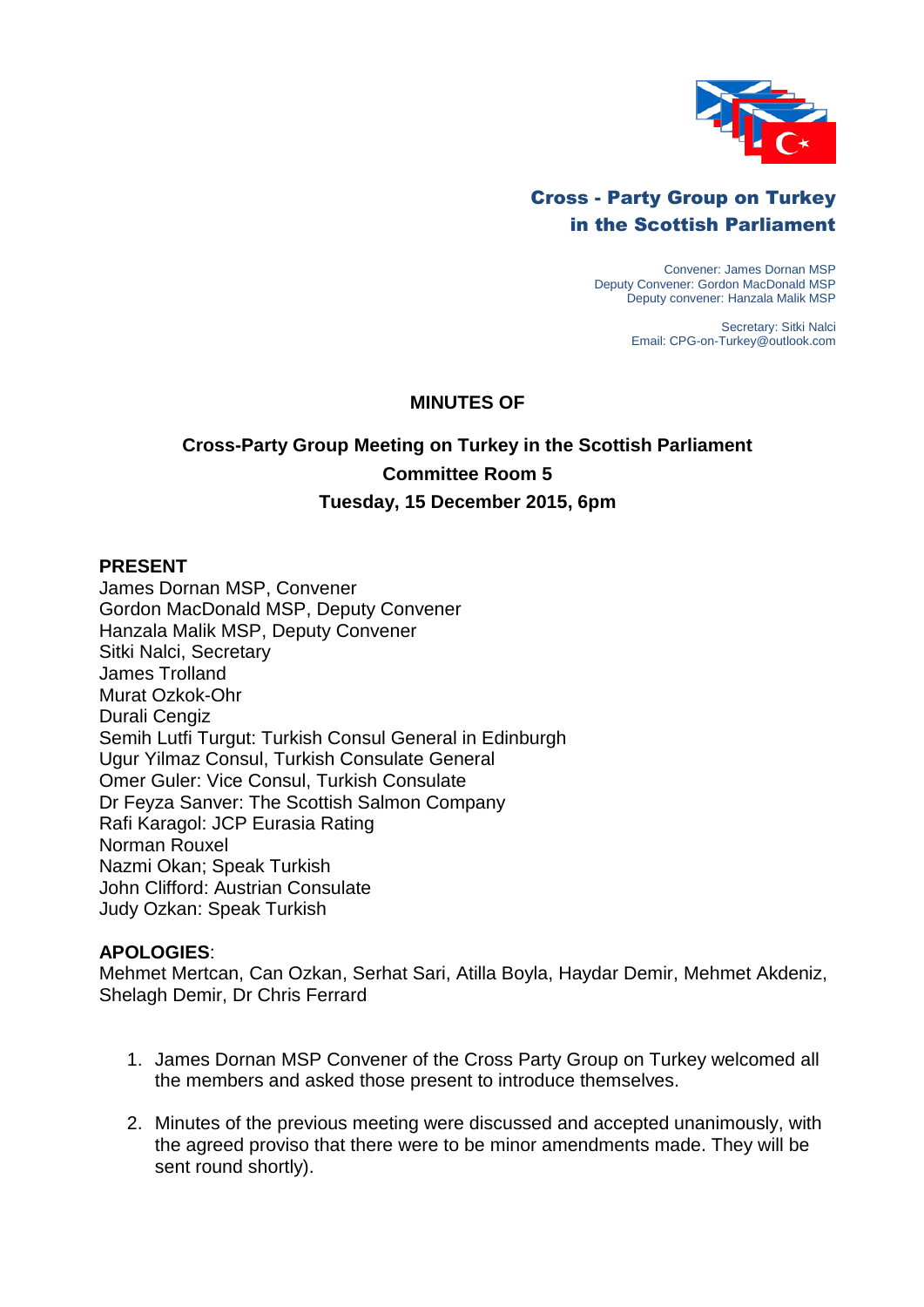**Cross - Party Group on Turkey in the Scottish Parliament**

Convener: James Dornan MSP
Deputy Convener: Gordon MacDonald MSP
Deputy convener: Hanzala Malik MSP

Secretary: Sitki Nalci
Email: CPG-on-Turkey@outlook.com

# MINUTES OF

## Cross-Party Group Meeting on Turkey in the Scottish Parliament
## Committee Room 5
## Tuesday, 15 December 2015, 6pm

**PRESENT**

James Dornan MSP, Convener
Gordon MacDonald MSP, Deputy Convener
Hanzala Malik MSP, Deputy Convener
Sitki Nalci, Secretary
James Trolland
Murat Ozkok-Ohr
Durali Cengiz
Semih Lutfi Turgut: Turkish Consul General in Edinburgh
Ugur Yilmaz Consul, Turkish Consulate General
Omer Guler: Vice Consul, Turkish Consulate
Dr Feyza Sanver: The Scottish Salmon Company
Rafi Karagol: JCP Eurasia Rating
Norman Rouxel
Nazmi Okan; Speak Turkish
John Clifford: Austrian Consulate
Judy Ozkan: Speak Turkish

**APOLOGIES**:
Mehmet Mertcan, Can Ozkan, Serhat Sari, Atilla Boyla, Haydar Demir, Mehmet Akdeniz, Shelagh Demir, Dr Chris Ferrard

1. James Dornan MSP Convener of the Cross Party Group on Turkey welcomed all the members and asked those present to introduce themselves.

2. Minutes of the previous meeting were discussed and accepted unanimously, with the agreed proviso that there were to be minor amendments made. They will be sent round shortly).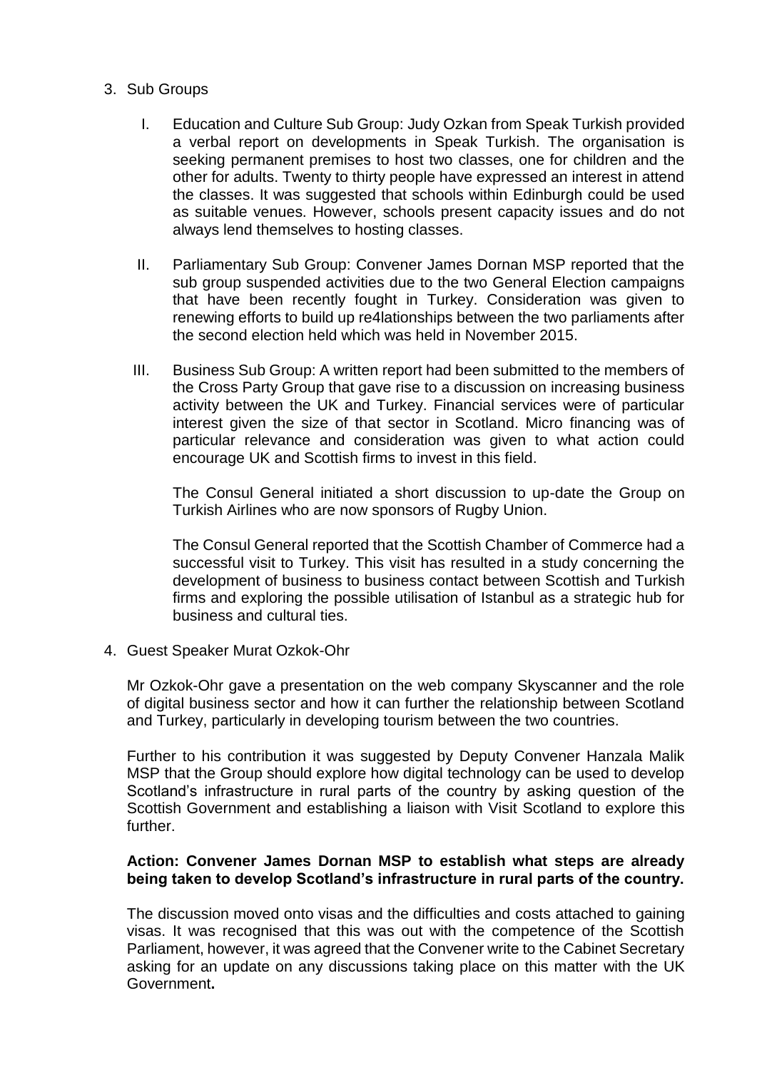3. Sub Groups

   I. Education and Culture Sub Group: Judy Ozkan from Speak Turkish provided a verbal report on developments in Speak Turkish. The organisation is seeking permanent premises to host two classes, one for children and the other for adults. Twenty to thirty people have expressed an interest in attend the classes. It was suggested that schools within Edinburgh could be used as suitable venues. However, schools present capacity issues and do not always lend themselves to hosting classes.

   II. Parliamentary Sub Group: Convener James Dornan MSP reported that the sub group suspended activities due to the two General Election campaigns that have been recently fought in Turkey. Consideration was given to renewing efforts to build up re4lationships between the two parliaments after the second election held which was held in November 2015.

   III. Business Sub Group: A written report had been submitted to the members of the Cross Party Group that gave rise to a discussion on increasing business activity between the UK and Turkey. Financial services were of particular interest given the size of that sector in Scotland. Micro financing was of particular relevance and consideration was given to what action could encourage UK and Scottish firms to invest in this field.

   The Consul General initiated a short discussion to up-date the Group on Turkish Airlines who are now sponsors of Rugby Union.

   The Consul General reported that the Scottish Chamber of Commerce had a successful visit to Turkey. This visit has resulted in a study concerning the development of business to business contact between Scottish and Turkish firms and exploring the possible utilisation of Istanbul as a strategic hub for business and cultural ties.

4. Guest Speaker Murat Ozkok-Ohr

   Mr Ozkok-Ohr gave a presentation on the web company Skyscanner and the role of digital business sector and how it can further the relationship between Scotland and Turkey, particularly in developing tourism between the two countries.

   Further to his contribution it was suggested by Deputy Convener Hanzala Malik MSP that the Group should explore how digital technology can be used to develop Scotland's infrastructure in rural parts of the country by asking question of the Scottish Government and establishing a liaison with Visit Scotland to explore this further.

   **Action: Convener James Dornan MSP to establish what steps are already being taken to develop Scotland's infrastructure in rural parts of the country.**

   The discussion moved onto visas and the difficulties and costs attached to gaining visas. It was recognised that this was out with the competence of the Scottish Parliament, however, it was agreed that the Convener write to the Cabinet Secretary asking for an update on any discussions taking place on this matter with the UK Government**.**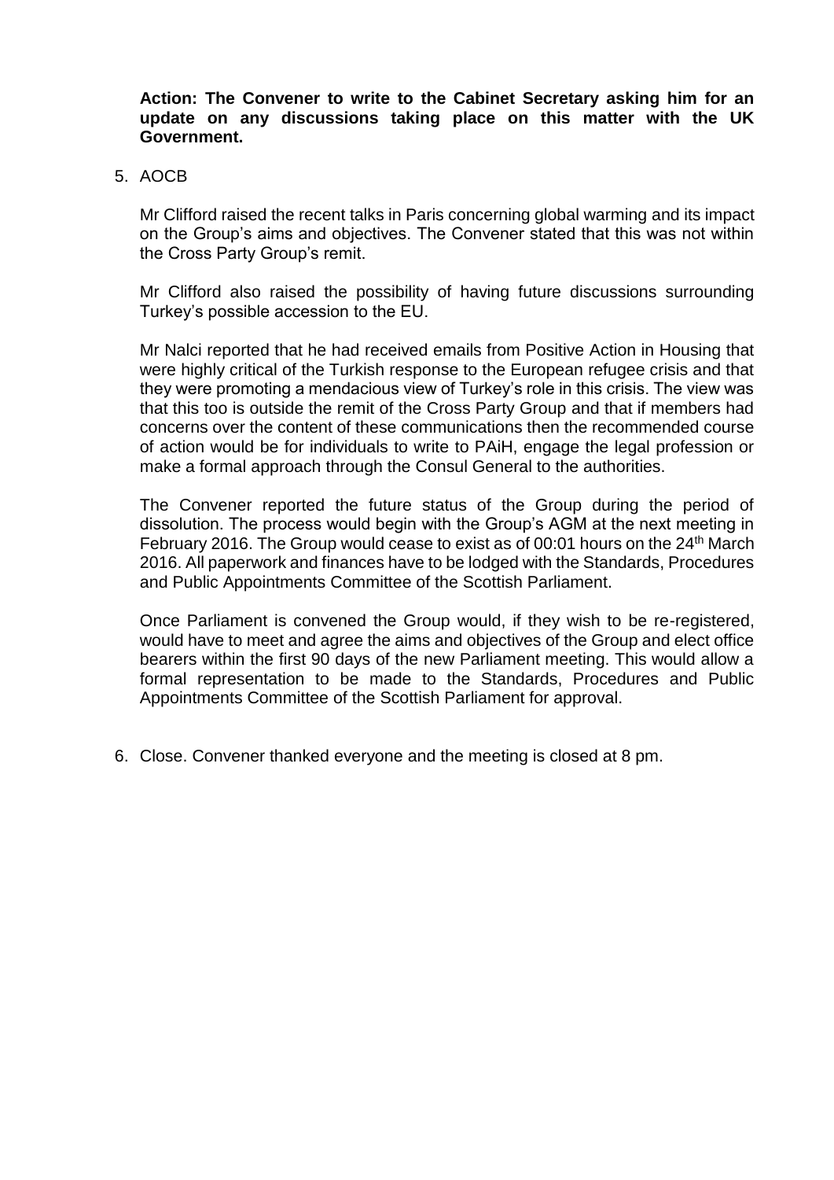**Action: The Convener to write to the Cabinet Secretary asking him for an update on any discussions taking place on this matter with the UK Government.**

5. AOCB

   Mr Clifford raised the recent talks in Paris concerning global warming and its impact on the Group's aims and objectives. The Convener stated that this was not within the Cross Party Group's remit.

   Mr Clifford also raised the possibility of having future discussions surrounding Turkey's possible accession to the EU.

   Mr Nalci reported that he had received emails from Positive Action in Housing that were highly critical of the Turkish response to the European refugee crisis and that they were promoting a mendacious view of Turkey's role in this crisis. The view was that this too is outside the remit of the Cross Party Group and that if members had concerns over the content of these communications then the recommended course of action would be for individuals to write to PAiH, engage the legal profession or make a formal approach through the Consul General to the authorities.

   The Convener reported the future status of the Group during the period of dissolution. The process would begin with the Group's AGM at the next meeting in February 2016. The Group would cease to exist as of 00:01 hours on the 24th March 2016. All paperwork and finances have to be lodged with the Standards, Procedures and Public Appointments Committee of the Scottish Parliament.

   Once Parliament is convened the Group would, if they wish to be re-registered, would have to meet and agree the aims and objectives of the Group and elect office bearers within the first 90 days of the new Parliament meeting. This would allow a formal representation to be made to the Standards, Procedures and Public Appointments Committee of the Scottish Parliament for approval.

6. Close. Convener thanked everyone and the meeting is closed at 8 pm.